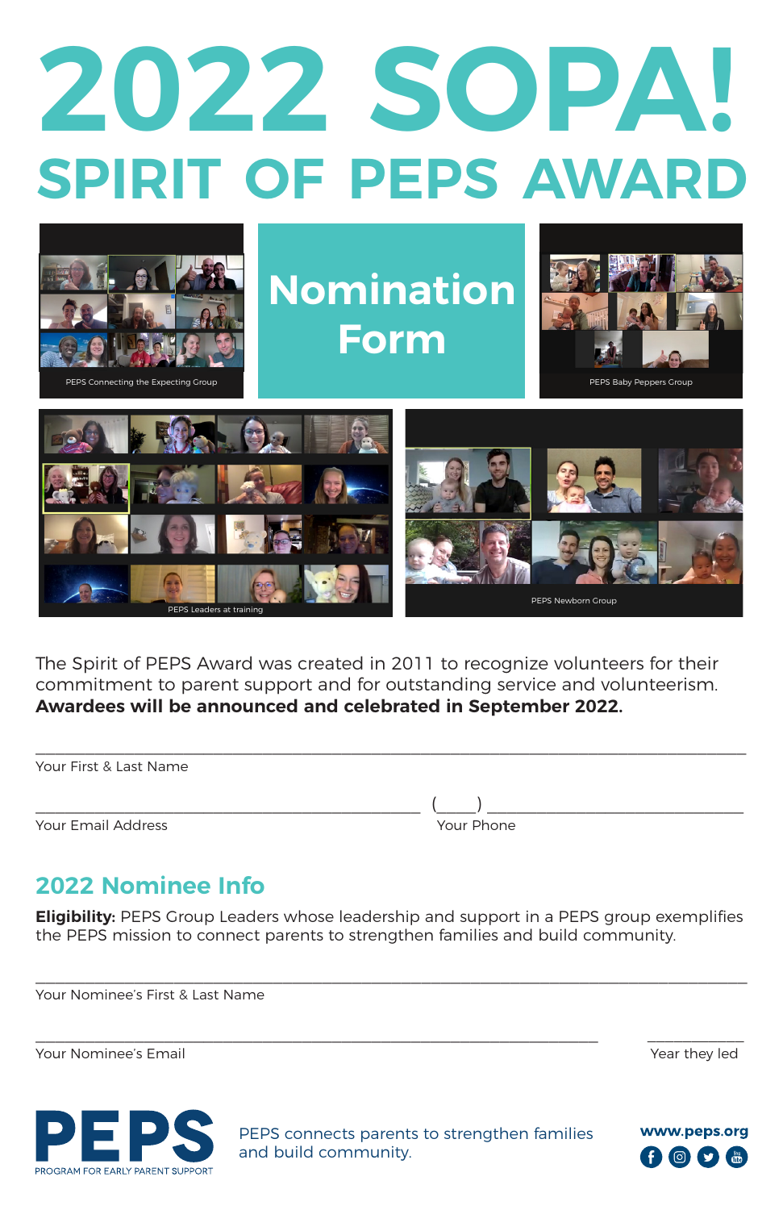# 2022 SOPA!

## SPIRIT OF PEPS AWARD

## Nomination Form

PEPS Connecting the Expecting Group

PEPS Baby Peppers Group

PEPS Leaders at training

PEPS Newborn Group

The Spirit of PEPS Award was created in 2011 to recognize volunteers for their commitment to parent support and for outstanding service and volunteerism. **Awardees will be announced and celebrated in September 2022.**

\_\_\_\_\_\_\_\_\_\_\_\_\_\_\_\_\_\_\_\_\_\_\_\_\_\_\_\_\_\_\_\_\_\_\_\_\_\_\_\_\_\_\_\_\_\_\_\_

Your First & Last Name

\_\_\_\_\_\_\_\_\_\_\_\_\_\_\_\_\_\_\_\_\_\_\_\_\_\_\_\_\_\_ (\_\_\_\_) \_\_\_\_\_\_\_\_\_\_\_\_\_\_\_\_\_\_\_\_

Your Email Address Your Phone

## 2022 Nominee Info

**Eligibility:** PEPS Group Leaders whose leadership and support in a PEPS group exemplifies the PEPS mission to connect parents to strengthen families and build community.

\_\_\_\_\_\_\_\_\_\_\_\_\_\_\_\_\_\_\_\_\_\_\_\_\_\_\_\_\_\_\_\_\_\_\_\_\_\_\_\_\_\_\_\_\_\_\_\_

Your Nominee's First & Last Name

\_\_\_\_\_\_\_\_\_\_\_\_\_\_\_\_\_\_\_\_\_\_\_\_\_\_\_\_\_\_\_\_\_\_\_\_\_\_\_\_ \_\_\_\_\_\_\_\_

Your Nominee's Email Year they led

PEPS

PROGRAM FOR EARLY PARENT SUPPORT

PEPS connects parents to strengthen families and build community.

www.peps.org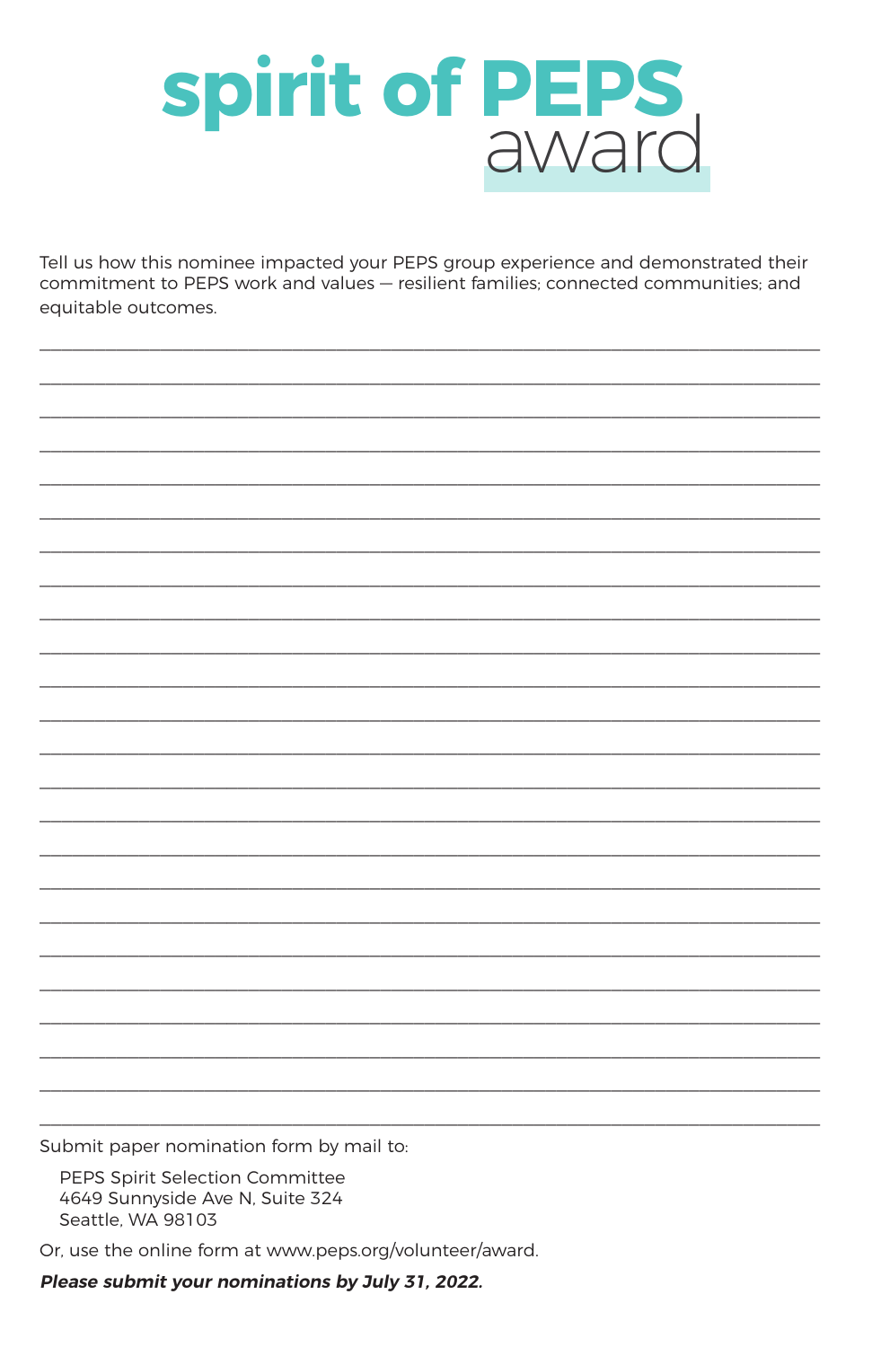# spirit of PEPS award

Tell us how this nominee impacted your PEPS group experience and demonstrated their commitment to PEPS work and values — resilient families; connected communities; and equitable outcomes.

\_\_\_\_\_\_\_\_\_\_\_\_\_\_\_\_\_\_\_\_\_\_\_\_\_\_\_\_\_\_\_\_\_\_\_\_\_\_\_\_\_\_\_\_\_\_\_\_\_\_\_\_\_\_\_\_\_\_\_\_\_\_\_\_\_\_\_\_\_\_\_\_\_\_\_\_\_\_

\_\_\_\_\_\_\_\_\_\_\_\_\_\_\_\_\_\_\_\_\_\_\_\_\_\_\_\_\_\_\_\_\_\_\_\_\_\_\_\_\_\_\_\_\_\_\_\_\_\_\_\_\_\_\_\_\_\_\_\_\_\_\_\_\_\_\_\_\_\_\_\_\_\_\_\_\_\_

\_\_\_\_\_\_\_\_\_\_\_\_\_\_\_\_\_\_\_\_\_\_\_\_\_\_\_\_\_\_\_\_\_\_\_\_\_\_\_\_\_\_\_\_\_\_\_\_\_\_\_\_\_\_\_\_\_\_\_\_\_\_\_\_\_\_\_\_\_\_\_\_\_\_\_\_\_\_

Submit paper nomination form by mail to:

PEPS Spirit Selection Committee  
4649 Sunnyside Ave N, Suite 324  
Seattle, WA 98103

Or, use the online form at www.peps.org/volunteer/award.

***Please submit your nominations by July 31, 2022.***